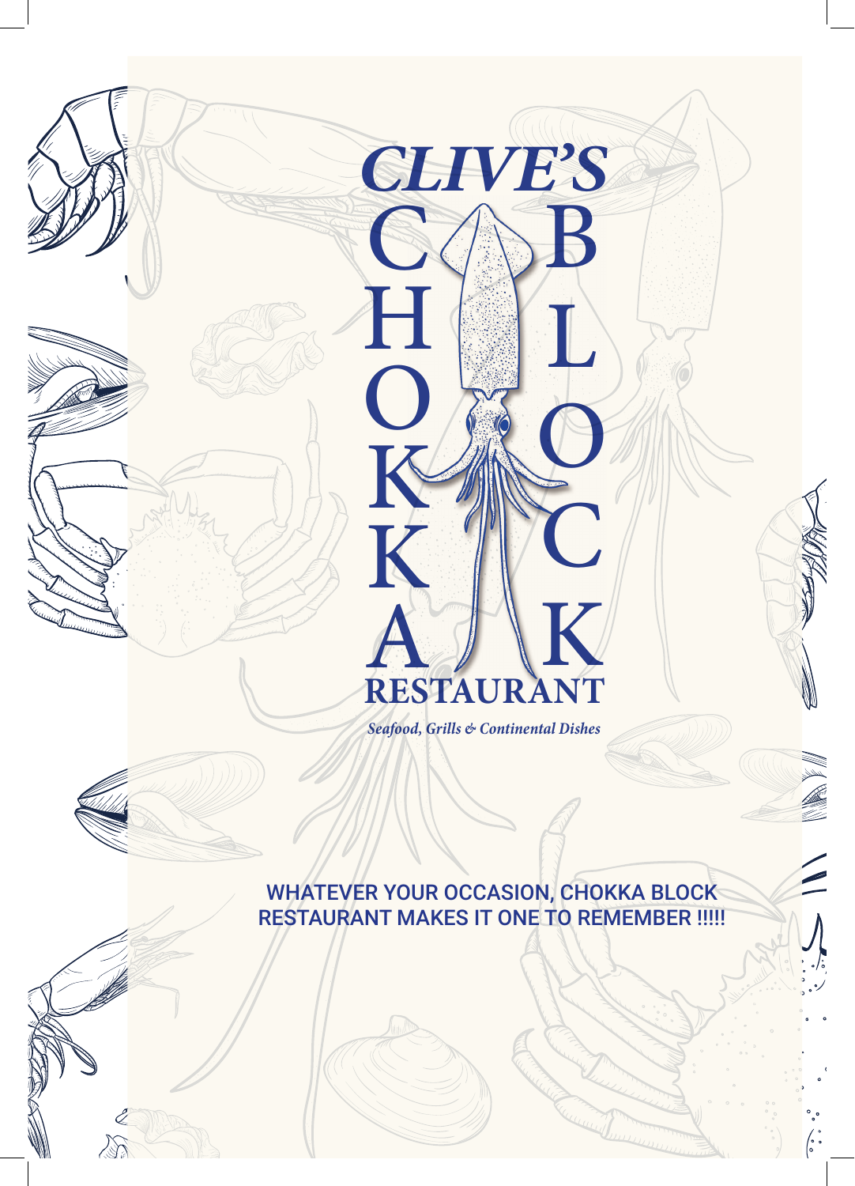# *CLIVE'S*

# CHOKKA BLOCK RESTAURANT

*Seafood, Grills & Continental Dishes*

WHATEVER YOUR OCCASION, CHOKKA BLOCK RESTAURANT MAKES IT ONE TO REMEMBER !!!!!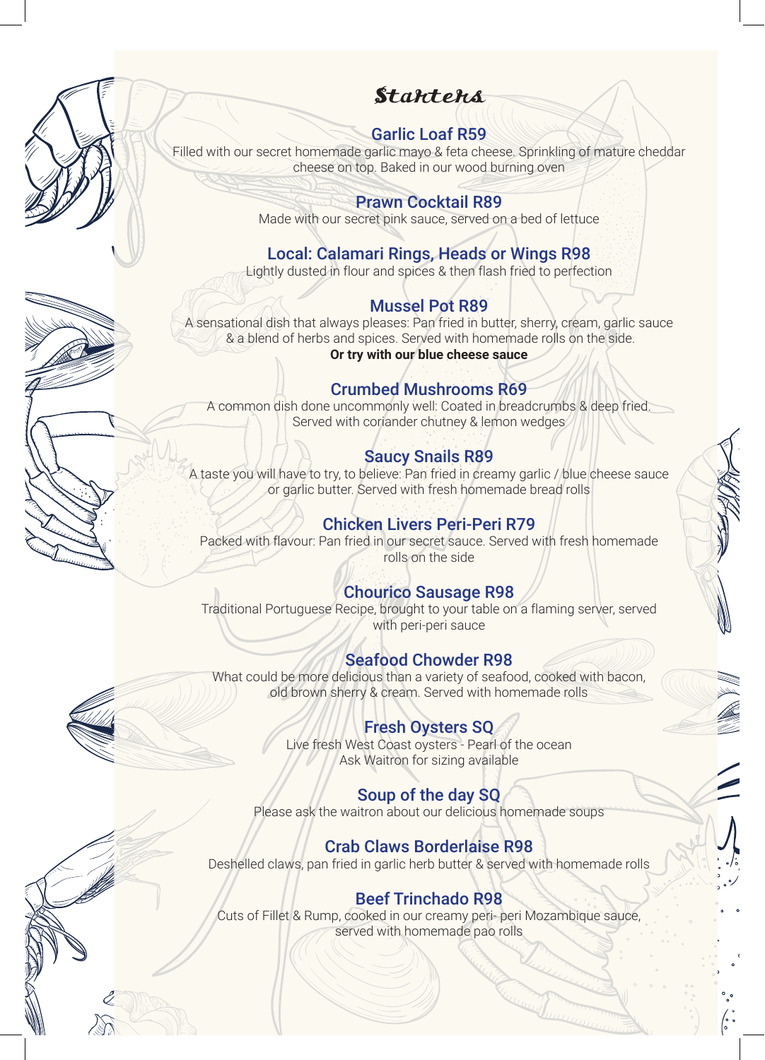# Starters

### Garlic Loaf R59

Filled with our secret homemade garlic mayo & feta cheese. Sprinkling of mature cheddar cheese on top. Baked in our wood burning oven

### Prawn Cocktail R89

Made with our secret pink sauce, served on a bed of lettuce

### Local: Calamari Rings, Heads or Wings R98

Lightly dusted in flour and spices & then flash fried to perfection

### Mussel Pot R89

A sensational dish that always pleases: Pan fried in butter, sherry, cream, garlic sauce & a blend of herbs and spices. Served with homemade rolls on the side.

**Or try with our blue cheese sauce**

### Crumbed Mushrooms R69

A common dish done uncommonly well: Coated in breadcrumbs & deep fried. Served with coriander chutney & lemon wedges

### Saucy Snails R89

A taste you will have to try, to believe: Pan fried in creamy garlic / blue cheese sauce or garlic butter. Served with fresh homemade bread rolls

### Chicken Livers Peri-Peri R79

Packed with flavour: Pan fried in our secret sauce. Served with fresh homemade rolls on the side

### Chourico Sausage R98

Traditional Portuguese Recipe, brought to your table on a flaming server, served with peri-peri sauce

### Seafood Chowder R98

What could be more delicious than a variety of seafood, cooked with bacon, old brown sherry & cream. Served with homemade rolls

### Fresh Oysters SQ

Live fresh West Coast oysters - Pearl of the ocean
Ask Waitron for sizing available

### Soup of the day SQ

Please ask the waitron about our delicious homemade soups

### Crab Claws Borderlaise R98

Deshelled claws, pan fried in garlic herb butter & served with homemade rolls

### Beef Trinchado R98

Cuts of Fillet & Rump, cooked in our creamy peri- peri Mozambique sauce, served with homemade pao rolls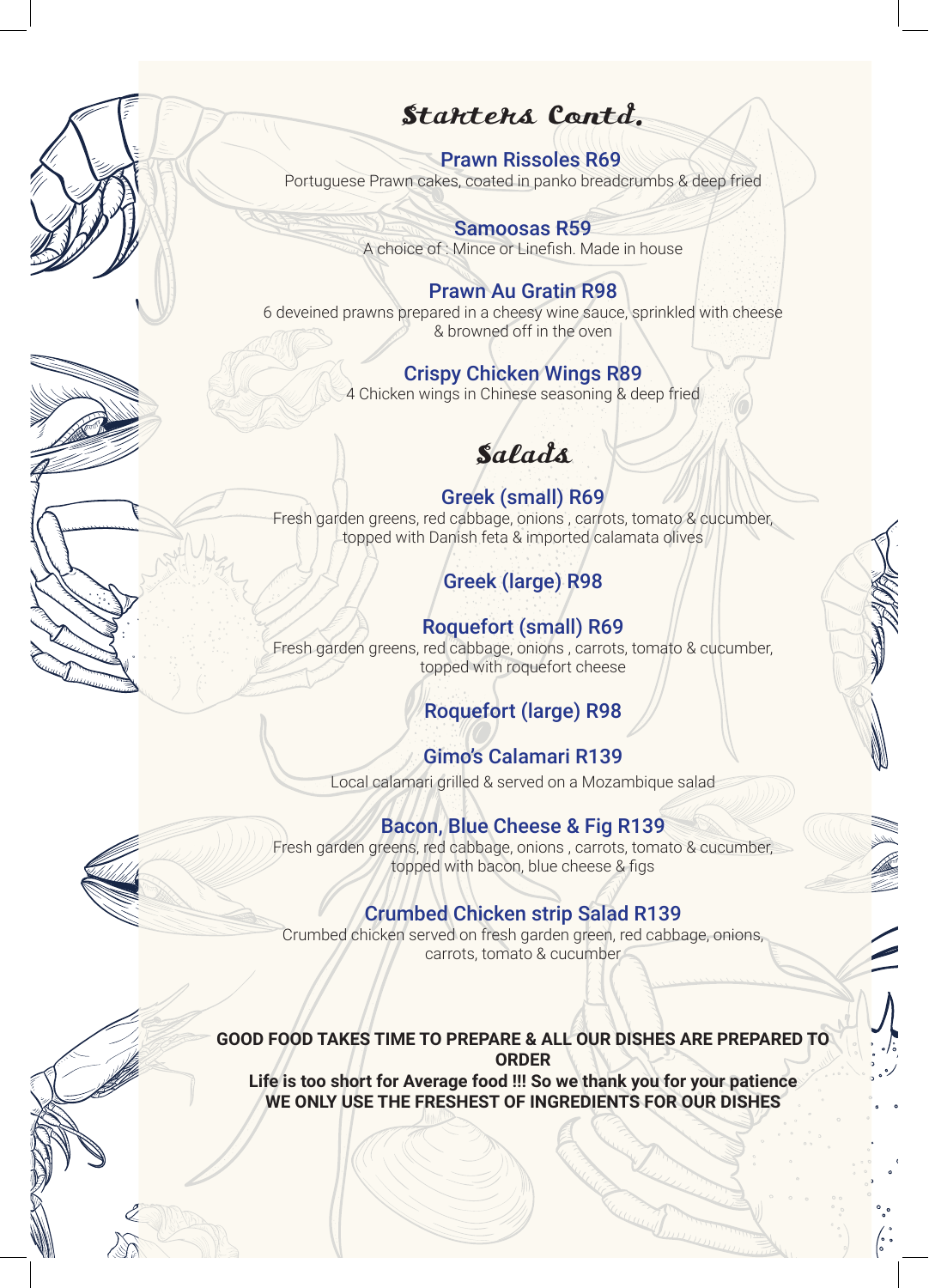# Starters Contd.

### Prawn Rissoles R69
Portuguese Prawn cakes, coated in panko breadcrumbs & deep fried

### Samoosas R59
A choice of : Mince or Linefish. Made in house

### Prawn Au Gratin R98
6 deveined prawns prepared in a cheesy wine sauce, sprinkled with cheese & browned off in the oven

### Crispy Chicken Wings R89
4 Chicken wings in Chinese seasoning & deep fried

# Salads

### Greek (small) R69
Fresh garden greens, red cabbage, onions , carrots, tomato & cucumber, topped with Danish feta & imported calamata olives

### Greek (large) R98

### Roquefort (small) R69
Fresh garden greens, red cabbage, onions , carrots, tomato & cucumber, topped with roquefort cheese

### Roquefort (large) R98

### Gimo's Calamari R139
Local calamari grilled & served on a Mozambique salad

### Bacon, Blue Cheese & Fig R139
Fresh garden greens, red cabbage, onions , carrots, tomato & cucumber, topped with bacon, blue cheese & figs

### Crumbed Chicken strip Salad R139
Crumbed chicken served on fresh garden green, red cabbage, onions, carrots, tomato & cucumber

**GOOD FOOD TAKES TIME TO PREPARE & ALL OUR DISHES ARE PREPARED TO ORDER**
**Life is too short for Average food !!! So we thank you for your patience**
**WE ONLY USE THE FRESHEST OF INGREDIENTS FOR OUR DISHES**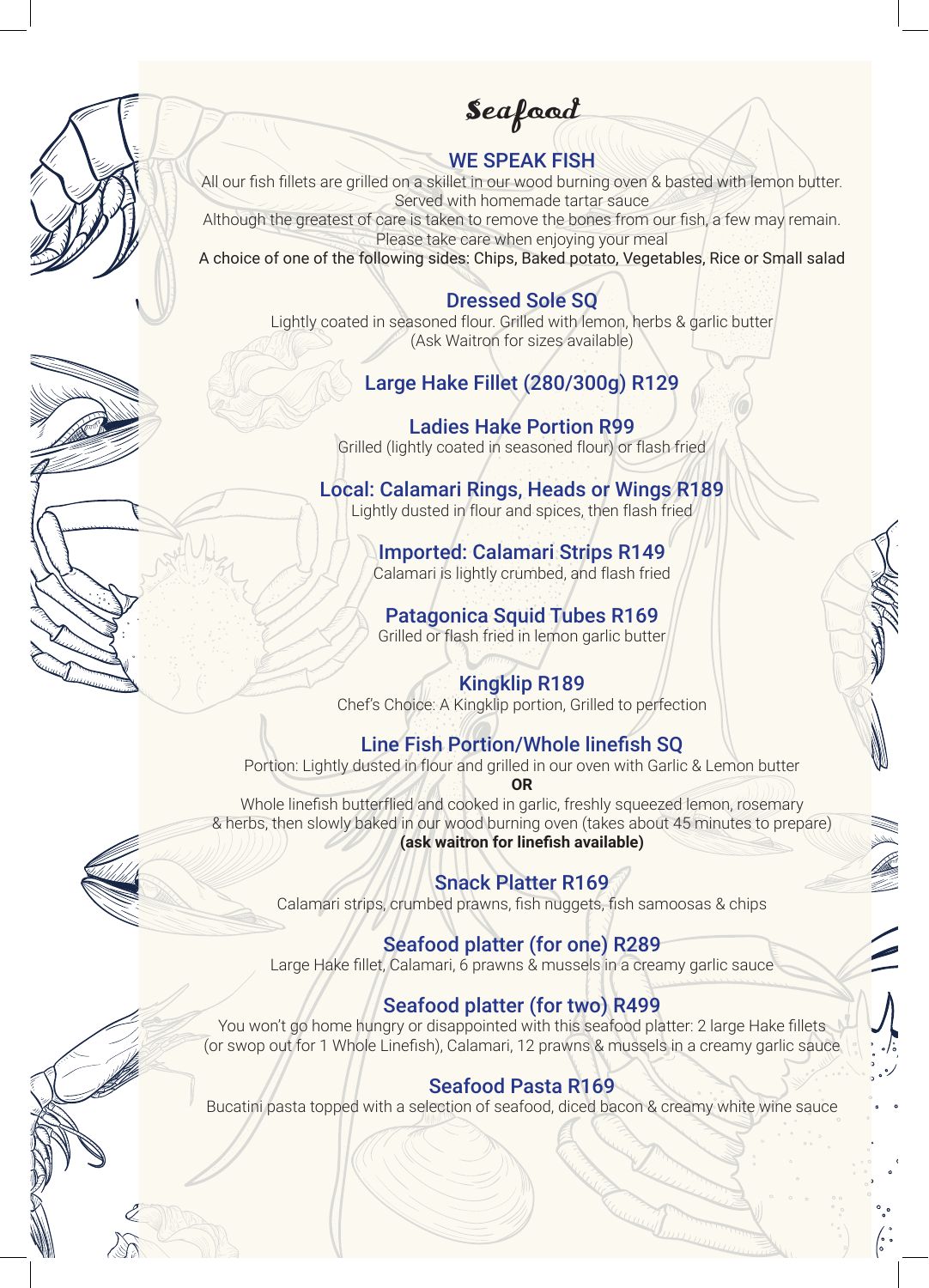# Seafood

## WE SPEAK FISH

All our fish fillets are grilled on a skillet in our wood burning oven & basted with lemon butter. Served with homemade tartar sauce
Although the greatest of care is taken to remove the bones from our fish, a few may remain. Please take care when enjoying your meal
A choice of one of the following sides: Chips, Baked potato, Vegetables, Rice or Small salad

### Dressed Sole SQ

Lightly coated in seasoned flour. Grilled with lemon, herbs & garlic butter (Ask Waitron for sizes available)

### Large Hake Fillet (280/300g) R129

### Ladies Hake Portion R99

Grilled (lightly coated in seasoned flour) or flash fried

### Local: Calamari Rings, Heads or Wings R189

Lightly dusted in flour and spices, then flash fried

### Imported: Calamari Strips R149

Calamari is lightly crumbed, and flash fried

### Patagonica Squid Tubes R169

Grilled or flash fried in lemon garlic butter

### Kingklip R189

Chef's Choice: A Kingklip portion, Grilled to perfection

### Line Fish Portion/Whole linefish SQ

Portion: Lightly dusted in flour and grilled in our oven with Garlic & Lemon butter

**OR**

Whole linefish butterflied and cooked in garlic, freshly squeezed lemon, rosemary & herbs, then slowly baked in our wood burning oven (takes about 45 minutes to prepare)
**(ask waitron for linefish available)**

### Snack Platter R169

Calamari strips, crumbed prawns, fish nuggets, fish samoosas & chips

### Seafood platter (for one) R289

Large Hake fillet, Calamari, 6 prawns & mussels in a creamy garlic sauce

### Seafood platter (for two) R499

You won't go home hungry or disappointed with this seafood platter: 2 large Hake fillets (or swop out for 1 Whole Linefish), Calamari, 12 prawns & mussels in a creamy garlic sauce

### Seafood Pasta R169

Bucatini pasta topped with a selection of seafood, diced bacon & creamy white wine sauce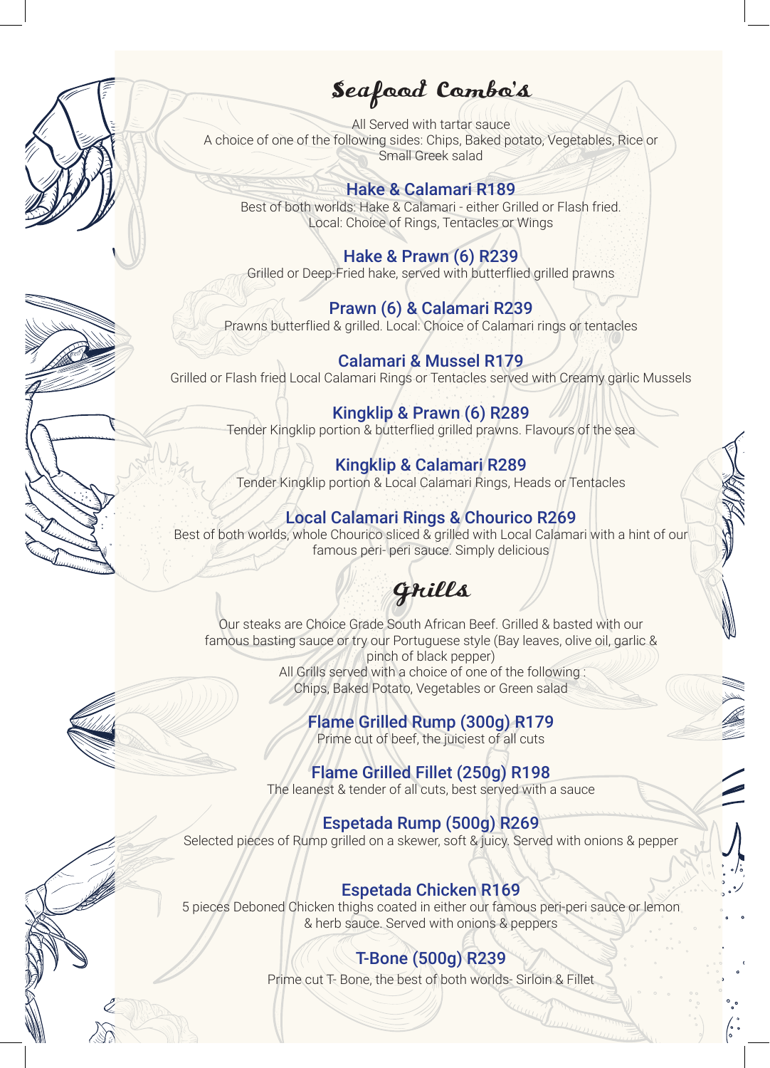# Seafood Combo's

All Served with tartar sauce
A choice of one of the following sides: Chips, Baked potato, Vegetables, Rice or Small Greek salad

### Hake & Calamari R189

Best of both worlds: Hake & Calamari - either Grilled or Flash fried.
Local: Choice of Rings, Tentacles or Wings

### Hake & Prawn (6) R239

Grilled or Deep-Fried hake, served with butterflied grilled prawns

### Prawn (6) & Calamari R239

Prawns butterflied & grilled. Local: Choice of Calamari rings or tentacles

### Calamari & Mussel R179

Grilled or Flash fried Local Calamari Rings or Tentacles served with Creamy garlic Mussels

### Kingklip & Prawn (6) R289

Tender Kingklip portion & butterflied grilled prawns. Flavours of the sea

### Kingklip & Calamari R289

Tender Kingklip portion & Local Calamari Rings, Heads or Tentacles

### Local Calamari Rings & Chourico R269

Best of both worlds, whole Chourico sliced & grilled with Local Calamari with a hint of our famous peri- peri sauce. Simply delicious

# Grills

Our steaks are Choice Grade South African Beef. Grilled & basted with our famous basting sauce or try our Portuguese style (Bay leaves, olive oil, garlic & pinch of black pepper)
All Grills served with a choice of one of the following :
Chips, Baked Potato, Vegetables or Green salad

### Flame Grilled Rump (300g) R179

Prime cut of beef, the juiciest of all cuts

### Flame Grilled Fillet (250g) R198

The leanest & tender of all cuts, best served with a sauce

### Espetada Rump (500g) R269

Selected pieces of Rump grilled on a skewer, soft & juicy. Served with onions & pepper

### Espetada Chicken R169

5 pieces Deboned Chicken thighs coated in either our famous peri-peri sauce or lemon & herb sauce. Served with onions & peppers

### T-Bone (500g) R239

Prime cut T- Bone, the best of both worlds- Sirloin & Fillet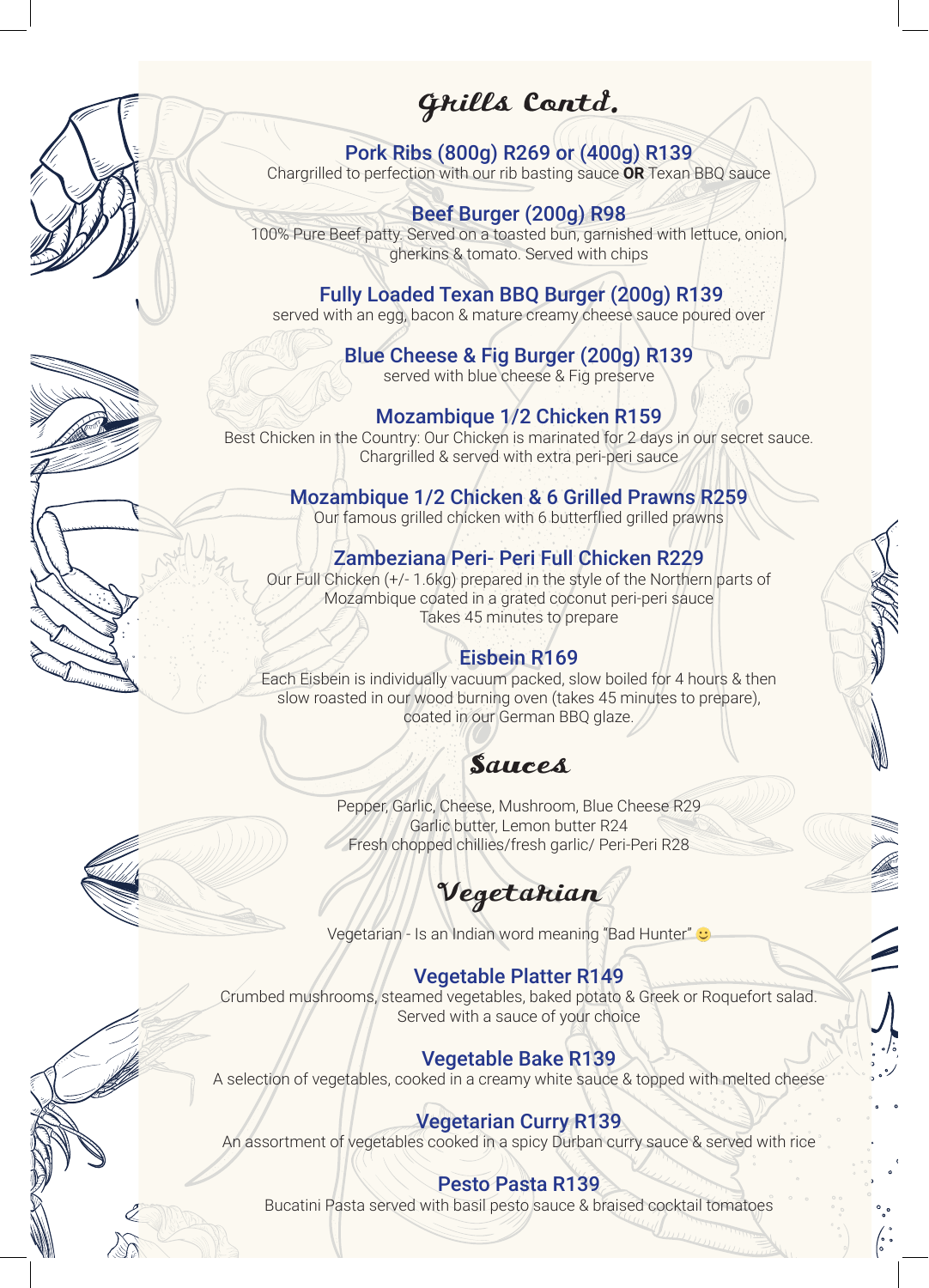# Grills Contd.

### Pork Ribs (800g) R269 or (400g) R139

Chargrilled to perfection with our rib basting sauce **OR** Texan BBQ sauce

### Beef Burger (200g) R98

100% Pure Beef patty. Served on a toasted bun, garnished with lettuce, onion, gherkins & tomato. Served with chips

### Fully Loaded Texan BBQ Burger (200g) R139

served with an egg, bacon & mature creamy cheese sauce poured over

### Blue Cheese & Fig Burger (200g) R139

served with blue cheese & Fig preserve

### Mozambique 1/2 Chicken R159

Best Chicken in the Country: Our Chicken is marinated for 2 days in our secret sauce. Chargrilled & served with extra peri-peri sauce

### Mozambique 1/2 Chicken & 6 Grilled Prawns R259

Our famous grilled chicken with 6 butterflied grilled prawns

### Zambeziana Peri- Peri Full Chicken R229

Our Full Chicken (+/- 1.6kg) prepared in the style of the Northern parts of Mozambique coated in a grated coconut peri-peri sauce
Takes 45 minutes to prepare

### Eisbein R169

Each Eisbein is individually vacuum packed, slow boiled for 4 hours & then slow roasted in our wood burning oven (takes 45 minutes to prepare), coated in our German BBQ glaze.

# Sauces

Pepper, Garlic, Cheese, Mushroom, Blue Cheese R29
Garlic butter, Lemon butter R24
Fresh chopped chillies/fresh garlic/ Peri-Peri R28

# Vegetarian

Vegetarian - Is an Indian word meaning "Bad Hunter" 🙂

### Vegetable Platter R149

Crumbed mushrooms, steamed vegetables, baked potato & Greek or Roquefort salad. Served with a sauce of your choice

### Vegetable Bake R139

A selection of vegetables, cooked in a creamy white sauce & topped with melted cheese

### Vegetarian Curry R139

An assortment of vegetables cooked in a spicy Durban curry sauce & served with rice

### Pesto Pasta R139

Bucatini Pasta served with basil pesto sauce & braised cocktail tomatoes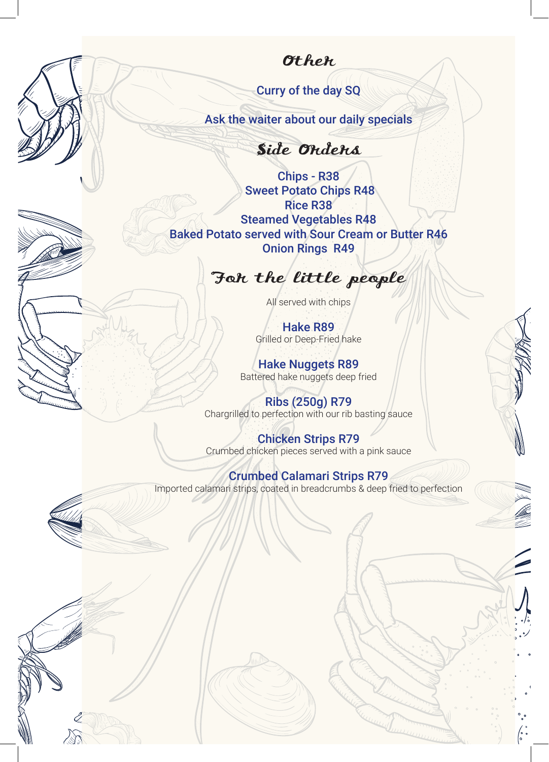## Other

Curry of the day SQ

Ask the waiter about our daily specials

## Side Orders

Chips - R38
Sweet Potato Chips R48
Rice R38
Steamed Vegetables R48
Baked Potato served with Sour Cream or Butter R46
Onion Rings R49

## For the little people

All served with chips

**Hake R89**
Grilled or Deep-Fried hake

**Hake Nuggets R89**
Battered hake nuggets deep fried

**Ribs (250g) R79**
Chargrilled to perfection with our rib basting sauce

**Chicken Strips R79**
Crumbed chicken pieces served with a pink sauce

**Crumbed Calamari Strips R79**
Imported calamari strips, coated in breadcrumbs & deep fried to perfection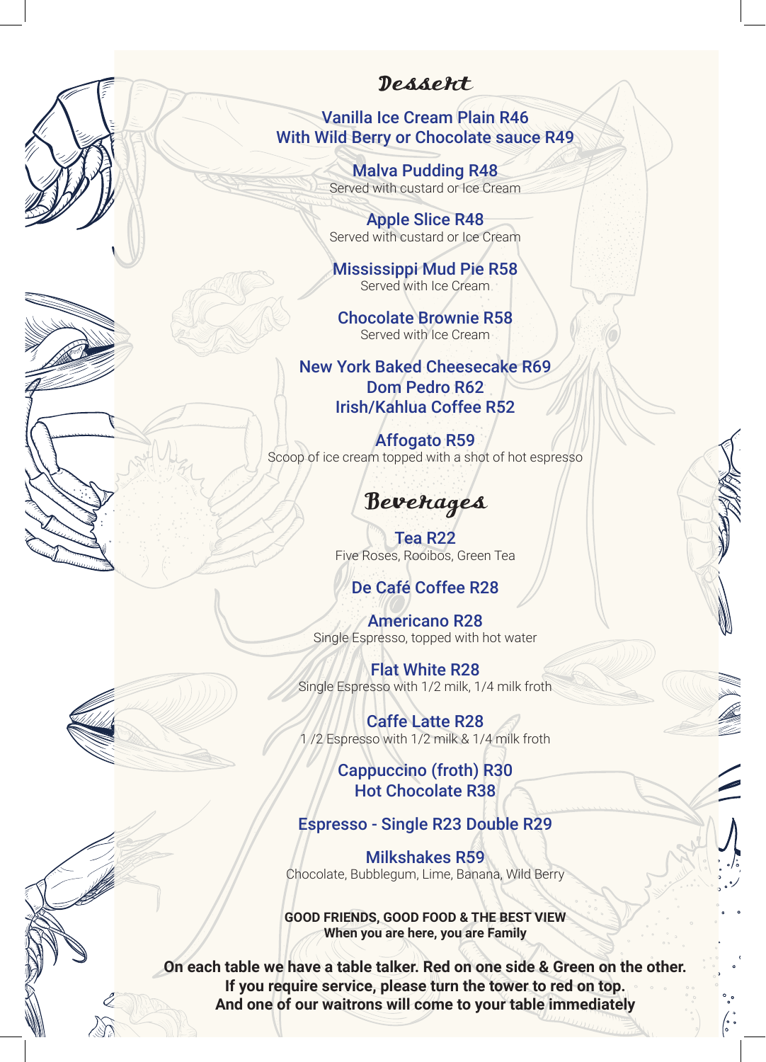# Dessert

**Vanilla Ice Cream Plain R46**
**With Wild Berry or Chocolate sauce R49**

**Malva Pudding R48**
Served with custard or Ice Cream

**Apple Slice R48**
Served with custard or Ice Cream

**Mississippi Mud Pie R58**
Served with Ice Cream

**Chocolate Brownie R58**
Served with Ice Cream

**New York Baked Cheesecake R69**
**Dom Pedro R62**
**Irish/Kahlua Coffee R52**

**Affogato R59**
Scoop of ice cream topped with a shot of hot espresso

# Beverages

**Tea R22**
Five Roses, Rooibos, Green Tea

**De Café Coffee R28**

**Americano R28**
Single Espresso, topped with hot water

**Flat White R28**
Single Espresso with 1/2 milk, 1/4 milk froth

**Caffe Latte R28**
1 /2 Espresso with 1/2 milk & 1/4 milk froth

**Cappuccino (froth) R30**
**Hot Chocolate R38**

**Espresso - Single R23 Double R29**

**Milkshakes R59**
Chocolate, Bubblegum, Lime, Banana, Wild Berry

**GOOD FRIENDS, GOOD FOOD & THE BEST VIEW**
**When you are here, you are Family**

**On each table we have a table talker. Red on one side & Green on the other.**
**If you require service, please turn the tower to red on top.**
**And one of our waitrons will come to your table immediately**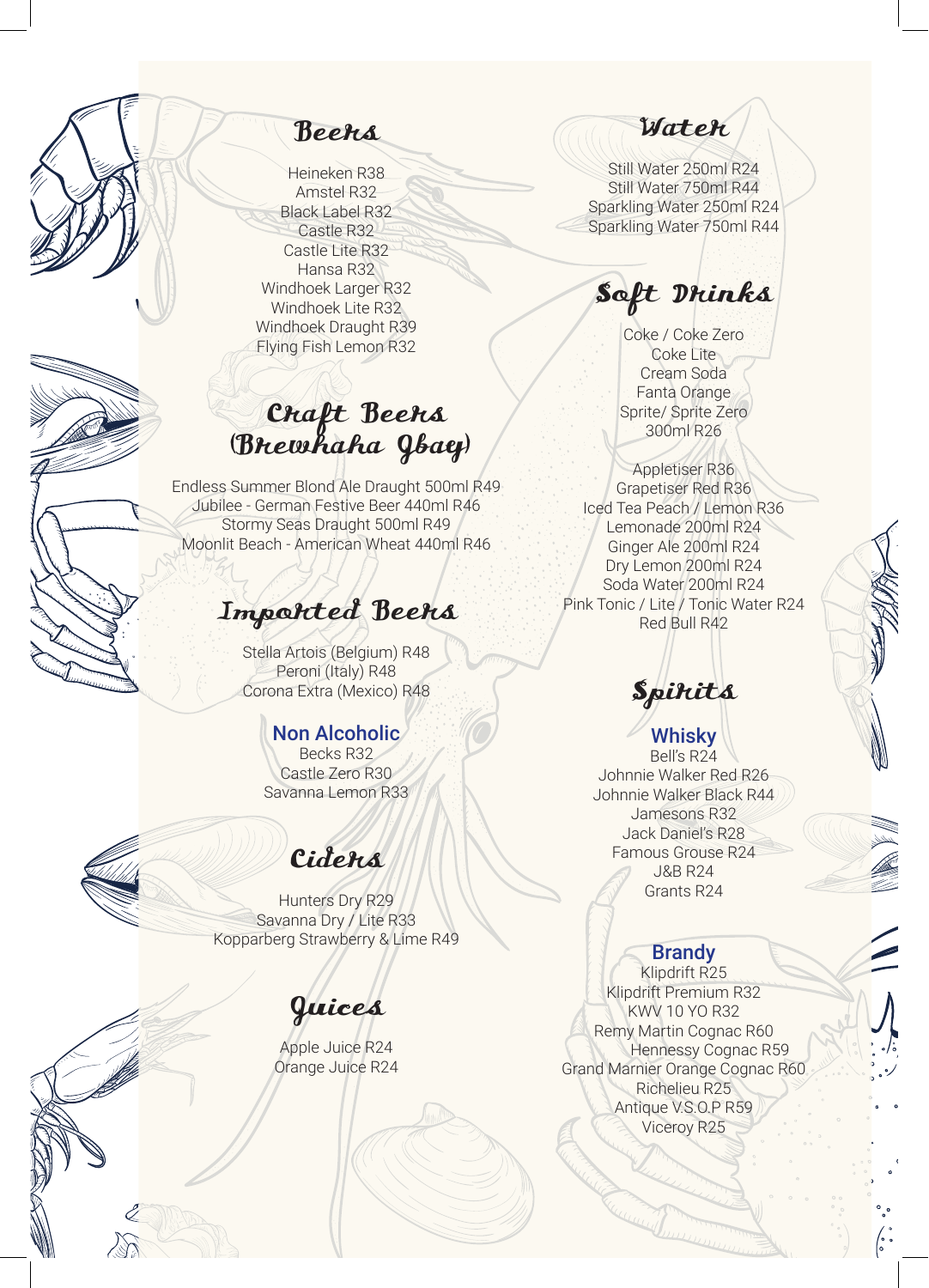## Beers

Heineken R38
Amstel R32
Black Label R32
Castle R32
Castle Lite R32
Hansa R32
Windhoek Larger R32
Windhoek Lite R32
Windhoek Draught R39
Flying Fish Lemon R32

## Craft Beers (Brewhaha Jbay)

Endless Summer Blond Ale Draught 500ml R49
Jubilee - German Festive Beer 440ml R46
Stormy Seas Draught 500ml R49
Moonlit Beach - American Wheat 440ml R46

## Imported Beers

Stella Artois (Belgium) R48
Peroni (Italy) R48
Corona Extra (Mexico) R48

### Non Alcoholic

Becks R32
Castle Zero R30
Savanna Lemon R33

## Ciders

Hunters Dry R29
Savanna Dry / Lite R33
Kopparberg Strawberry & Lime R49

## Juices

Apple Juice R24
Orange Juice R24

## Water

Still Water 250ml R24
Still Water 750ml R44
Sparkling Water 250ml R24
Sparkling Water 750ml R44

## Soft Drinks

Coke / Coke Zero
Coke Lite
Cream Soda
Fanta Orange
Sprite/ Sprite Zero
300ml R26

Appletiser R36
Grapetiser Red R36
Iced Tea Peach / Lemon R36
Lemonade 200ml R24
Ginger Ale 200ml R24
Dry Lemon 200ml R24
Soda Water 200ml R24
Pink Tonic / Lite / Tonic Water R24
Red Bull R42

## Spirits

### Whisky

Bell's R24
Johnnie Walker Red R26
Johnnie Walker Black R44
Jamesons R32
Jack Daniel's R28
Famous Grouse R24
J&B R24
Grants R24

### Brandy

Klipdrift R25
Klipdrift Premium R32
KWV 10 YO R32
Remy Martin Cognac R60
Hennessy Cognac R59
Grand Marnier Orange Cognac R60
Richelieu R25
Antique V.S.O.P R59
Viceroy R25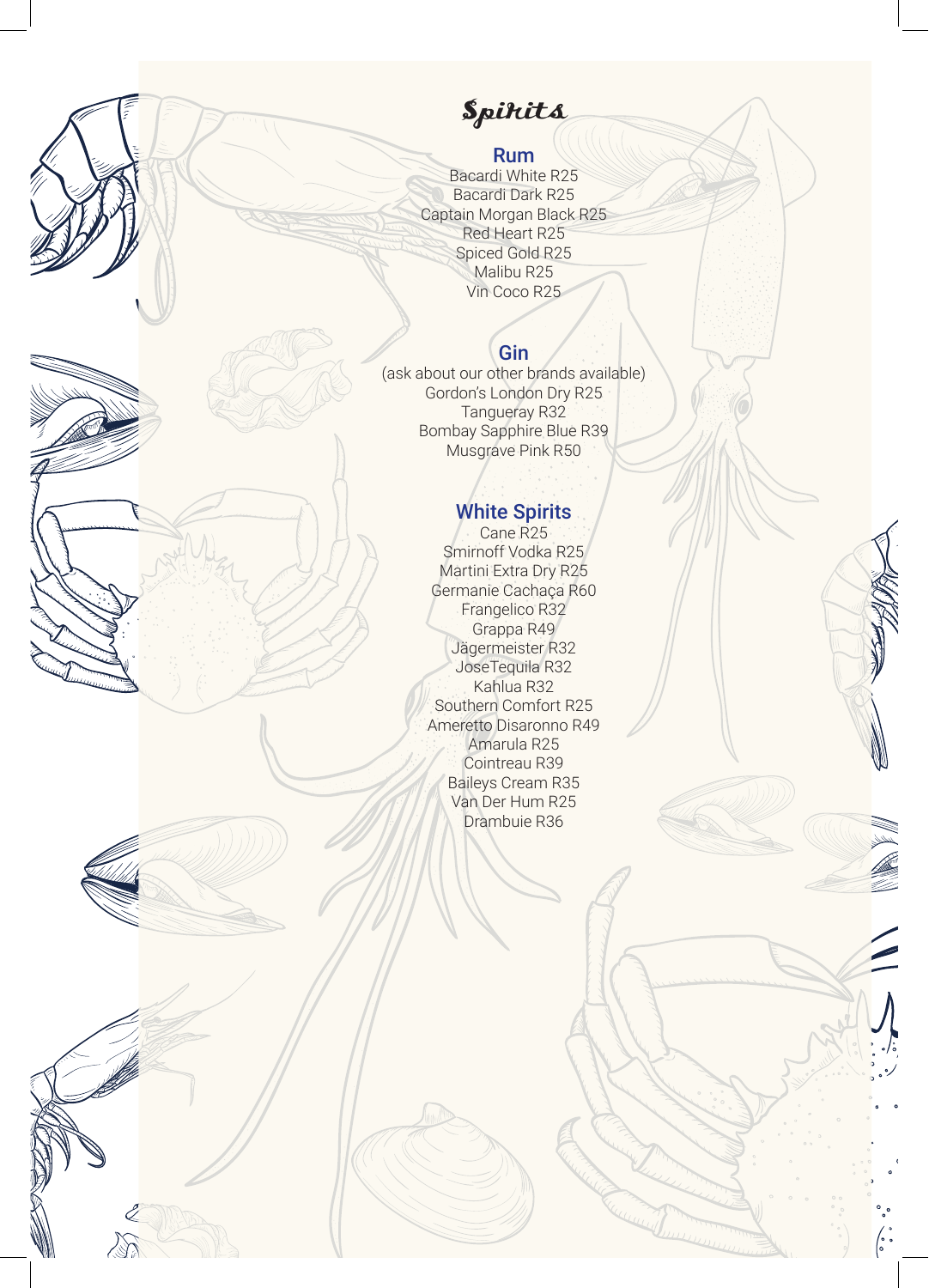# Spirits

## Rum

Bacardi White R25
Bacardi Dark R25
Captain Morgan Black R25
Red Heart R25
Spiced Gold R25
Malibu R25
Vin Coco R25

## Gin

(ask about our other brands available)
Gordon's London Dry R25
Tangueray R32
Bombay Sapphire Blue R39
Musgrave Pink R50

## White Spirits

Cane R25
Smirnoff Vodka R25
Martini Extra Dry R25
Germanie Cachaça R60
Frangelico R32
Grappa R49
Jägermeister R32
JoseTequila R32
Kahlua R32
Southern Comfort R25
Ameretto Disaronno R49
Amarula R25
Cointreau R39
Baileys Cream R35
Van Der Hum R25
Drambuie R36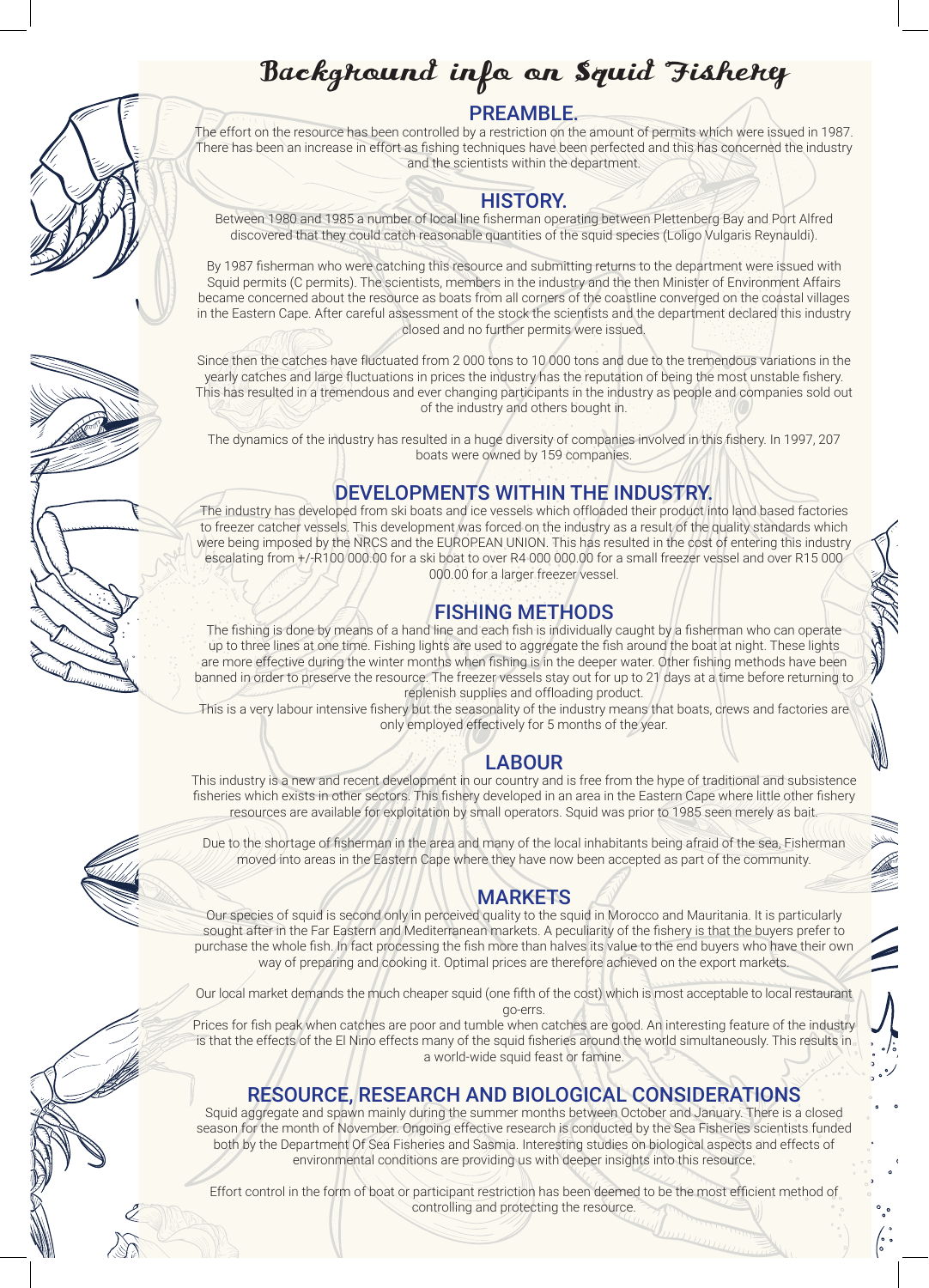# Background info on Squid Fishery

## PREAMBLE.

The effort on the resource has been controlled by a restriction on the amount of permits which were issued in 1987. There has been an increase in effort as fishing techniques have been perfected and this has concerned the industry and the scientists within the department.

## HISTORY.

Between 1980 and 1985 a number of local line fisherman operating between Plettenberg Bay and Port Alfred discovered that they could catch reasonable quantities of the squid species (Loligo Vulgaris Reynauldi).

By 1987 fisherman who were catching this resource and submitting returns to the department were issued with Squid permits (C permits). The scientists, members in the industry and the then Minister of Environment Affairs became concerned about the resource as boats from all corners of the coastline converged on the coastal villages in the Eastern Cape. After careful assessment of the stock the scientists and the department declared this industry closed and no further permits were issued.

Since then the catches have fluctuated from 2 000 tons to 10 000 tons and due to the tremendous variations in the yearly catches and large fluctuations in prices the industry has the reputation of being the most unstable fishery. This has resulted in a tremendous and ever changing participants in the industry as people and companies sold out of the industry and others bought in.

The dynamics of the industry has resulted in a huge diversity of companies involved in this fishery. In 1997, 207 boats were owned by 159 companies.

## DEVELOPMENTS WITHIN THE INDUSTRY.

The industry has developed from ski boats and ice vessels which offloaded their product into land based factories to freezer catcher vessels. This development was forced on the industry as a result of the quality standards which were being imposed by the NRCS and the EUROPEAN UNION. This has resulted in the cost of entering this industry escalating from +/-R100 000.00 for a ski boat to over R4 000 000.00 for a small freezer vessel and over R15 000 000.00 for a larger freezer vessel.

## FISHING METHODS

The fishing is done by means of a hand line and each fish is individually caught by a fisherman who can operate up to three lines at one time. Fishing lights are used to aggregate the fish around the boat at night. These lights are more effective during the winter months when fishing is in the deeper water. Other fishing methods have been banned in order to preserve the resource. The freezer vessels stay out for up to 21 days at a time before returning to replenish supplies and offloading product.

This is a very labour intensive fishery but the seasonality of the industry means that boats, crews and factories are only employed effectively for 5 months of the year.

## LABOUR

This industry is a new and recent development in our country and is free from the hype of traditional and subsistence fisheries which exists in other sectors. This fishery developed in an area in the Eastern Cape where little other fishery resources are available for exploitation by small operators. Squid was prior to 1985 seen merely as bait.

Due to the shortage of fisherman in the area and many of the local inhabitants being afraid of the sea, Fisherman moved into areas in the Eastern Cape where they have now been accepted as part of the community.

## MARKETS

Our species of squid is second only in perceived quality to the squid in Morocco and Mauritania. It is particularly sought after in the Far Eastern and Mediterranean markets. A peculiarity of the fishery is that the buyers prefer to purchase the whole fish. In fact processing the fish more than halves its value to the end buyers who have their own way of preparing and cooking it. Optimal prices are therefore achieved on the export markets.

Our local market demands the much cheaper squid (one fifth of the cost) which is most acceptable to local restaurant go-errs.

Prices for fish peak when catches are poor and tumble when catches are good. An interesting feature of the industry is that the effects of the El Nino effects many of the squid fisheries around the world simultaneously. This results in a world-wide squid feast or famine.

## RESOURCE, RESEARCH AND BIOLOGICAL CONSIDERATIONS

Squid aggregate and spawn mainly during the summer months between October and January. There is a closed season for the month of November. Ongoing effective research is conducted by the Sea Fisheries scientists funded both by the Department Of Sea Fisheries and Sasmia. Interesting studies on biological aspects and effects of environmental conditions are providing us with deeper insights into this resource.

Effort control in the form of boat or participant restriction has been deemed to be the most efficient method of controlling and protecting the resource.